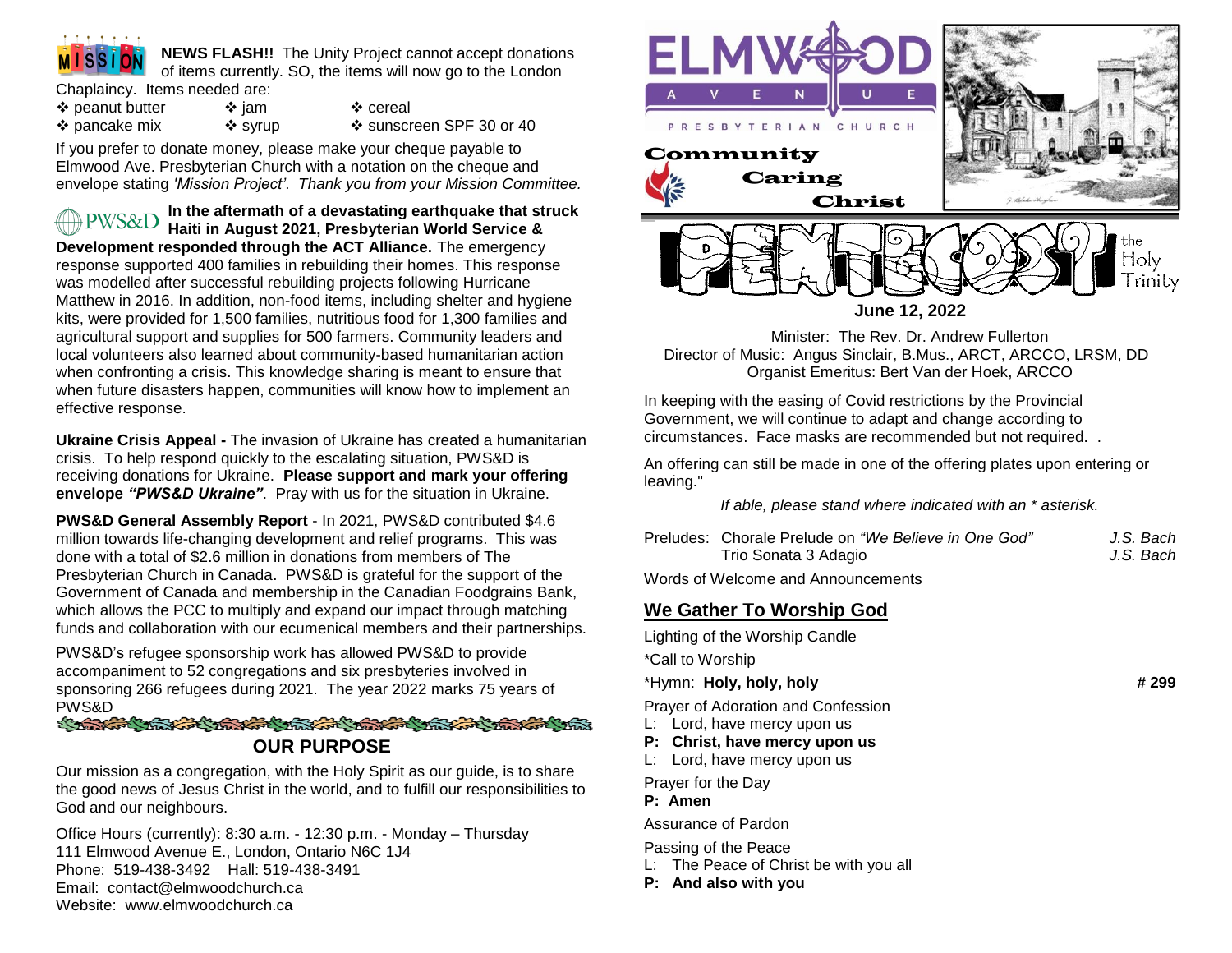**NEWS FLASH!!** The Unity Project cannot accept donations of items currently. SO, the items will now go to the London Chaplaincy. Items needed are:

- peanut butter
- jam
- cereal
- pancake mix
- syrup
- sunscreen SPF 30 or 40

If you prefer to donate money, please make your cheque payable to Elmwood Ave. Presbyterian Church with a notation on the cheque and envelope stating *'Mission Project'*. *Thank you from your Mission Committee.*

**In the aftermath of a devastating earthquake that struck Haiti in August 2021, Presbyterian World Service & Development responded through the ACT Alliance.** The emergency response supported 400 families in rebuilding their homes. This response was modelled after successful rebuilding projects following Hurricane Matthew in 2016. In addition, non-food items, including shelter and hygiene kits, were provided for 1,500 families, nutritious food for 1,300 families and agricultural support and supplies for 500 farmers. Community leaders and local volunteers also learned about community-based humanitarian action when confronting a crisis. This knowledge sharing is meant to ensure that when future disasters happen, communities will know how to implement an effective response.

**Ukraine Crisis Appeal -** The invasion of Ukraine has created a humanitarian crisis. To help respond quickly to the escalating situation, PWS&D is receiving donations for Ukraine. **Please support and mark your offering envelope *"PWS&D Ukraine"***. Pray with us for the situation in Ukraine.

**PWS&D General Assembly Report** - In 2021, PWS&D contributed $4.6 million towards life-changing development and relief programs. This was done with a total of $2.6 million in donations from members of The Presbyterian Church in Canada. PWS&D is grateful for the support of the Government of Canada and membership in the Canadian Foodgrains Bank, which allows the PCC to multiply and expand our impact through matching funds and collaboration with our ecumenical members and their partnerships.

PWS&D's refugee sponsorship work has allowed PWS&D to provide accompaniment to 52 congregations and six presbyteries involved in sponsoring 266 refugees during 2021. The year 2022 marks 75 years of PWS&D

## OUR PURPOSE

Our mission as a congregation, with the Holy Spirit as our guide, is to share the good news of Jesus Christ in the world, and to fulfill our responsibilities to God and our neighbours.

Office Hours (currently): 8:30 a.m. - 12:30 p.m. - Monday – Thursday
111 Elmwood Avenue E., London, Ontario N6C 1J4
Phone: 519-438-3492 Hall: 519-438-3491
Email: contact@elmwoodchurch.ca
Website: www.elmwoodchurch.ca

# ELMWOOD AVENUE PRESBYTERIAN CHURCH

Community Caring Christ

# PENTECOST

the Holy Trinity

**June 12, 2022**

Minister: The Rev. Dr. Andrew Fullerton
Director of Music: Angus Sinclair, B.Mus., ARCT, ARCCO, LRSM, DD
Organist Emeritus: Bert Van der Hoek, ARCCO

In keeping with the easing of Covid restrictions by the Provincial Government, we will continue to adapt and change according to circumstances. Face masks are recommended but not required. .

An offering can still be made in one of the offering plates upon entering or leaving."

*If able, please stand where indicated with an \* asterisk.*

Preludes: Chorale Prelude on *"We Believe in One God"* — *J.S. Bach*
Trio Sonata 3 Adagio — *J.S. Bach*

Words of Welcome and Announcements

## We Gather To Worship God

Lighting of the Worship Candle

*Call to Worship

*Hymn: **Holy, holy, holy** — **# 299**

Prayer of Adoration and Confession
L: Lord, have mercy upon us
**P: Christ, have mercy upon us**
L: Lord, have mercy upon us

Prayer for the Day
**P: Amen**

Assurance of Pardon

Passing of the Peace
L: The Peace of Christ be with you all
**P: And also with you**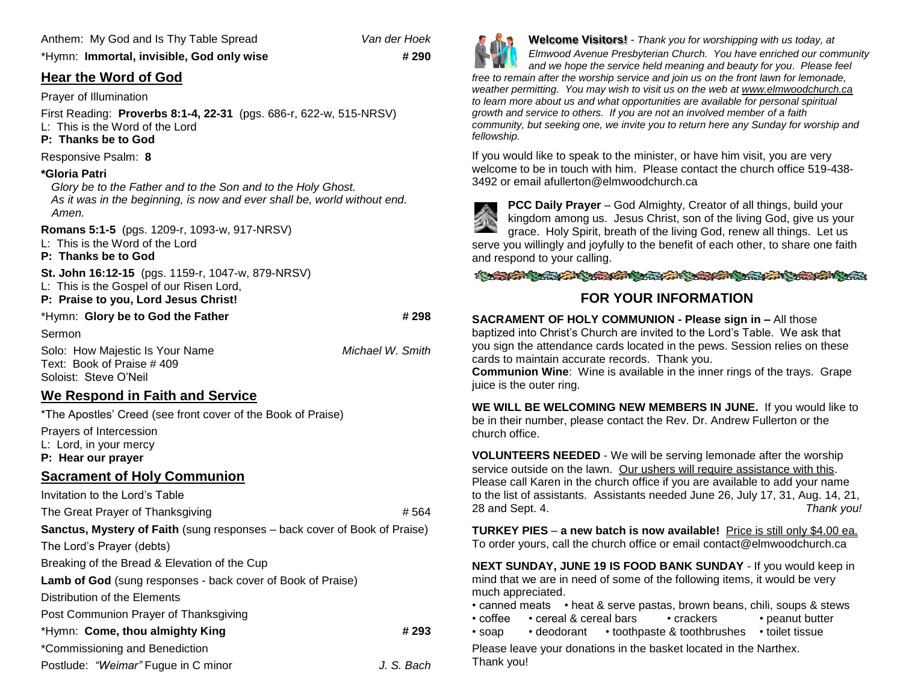Anthem: My God and Is Thy Table Spread *Van der Hoek*

*Hymn: **Immortal, invisible, God only wise** **# 290**

## Hear the Word of God

Prayer of Illumination

First Reading: **Proverbs 8:1-4, 22-31** (pgs. 686-r, 622-w, 515-NRSV)

L: This is the Word of the Lord

**P: Thanks be to God**

Responsive Psalm: **8**

***Gloria Patri**

*Glory be to the Father and to the Son and to the Holy Ghost.*
*As it was in the beginning, is now and ever shall be, world without end. Amen.*

**Romans 5:1-5** (pgs. 1209-r, 1093-w, 917-NRSV)

L: This is the Word of the Lord

**P: Thanks be to God**

**St. John 16:12-15** (pgs. 1159-r, 1047-w, 879-NRSV)

L: This is the Gospel of our Risen Lord,

**P: Praise to you, Lord Jesus Christ!**

*Hymn: **Glory be to God the Father** **# 298**

Sermon

Solo: How Majestic Is Your Name *Michael W. Smith*
Text: Book of Praise # 409
Soloist: Steve O'Neil

## We Respond in Faith and Service

*The Apostles' Creed (see front cover of the Book of Praise)

Prayers of Intercession

L: Lord, in your mercy

**P: Hear our prayer**

## Sacrament of Holy Communion

Invitation to the Lord's Table

The Great Prayer of Thanksgiving # 564

**Sanctus, Mystery of Faith** (sung responses – back cover of Book of Praise)

The Lord's Prayer (debts)

Breaking of the Bread & Elevation of the Cup

**Lamb of God** (sung responses - back cover of Book of Praise)

Distribution of the Elements

Post Communion Prayer of Thanksgiving

*Hymn: **Come, thou almighty King** **# 293**

*Commissioning and Benediction

Postlude: *"Weimar"* Fugue in C minor *J. S. Bach*

**Welcome Visitors!** - *Thank you for worshipping with us today, at Elmwood Avenue Presbyterian Church. You have enriched our community and we hope the service held meaning and beauty for you. Please feel free to remain after the worship service and join us on the front lawn for lemonade, weather permitting. You may wish to visit us on the web at www.elmwoodchurch.ca to learn more about us and what opportunities are available for personal spiritual growth and service to others. If you are not an involved member of a faith community, but seeking one, we invite you to return here any Sunday for worship and fellowship.*

If you would like to speak to the minister, or have him visit, you are very welcome to be in touch with him. Please contact the church office 519-438-3492 or email afullerton@elmwoodchurch.ca

**PCC Daily Prayer** – God Almighty, Creator of all things, build your kingdom among us. Jesus Christ, son of the living God, give us your grace. Holy Spirit, breath of the living God, renew all things. Let us serve you willingly and joyfully to the benefit of each other, to share one faith and respond to your calling.

## FOR YOUR INFORMATION

**SACRAMENT OF HOLY COMMUNION - Please sign in –** All those baptized into Christ's Church are invited to the Lord's Table. We ask that you sign the attendance cards located in the pews. Session relies on these cards to maintain accurate records. Thank you.
**Communion Wine**: Wine is available in the inner rings of the trays. Grape juice is the outer ring.

**WE WILL BE WELCOMING NEW MEMBERS IN JUNE.** If you would like to be in their number, please contact the Rev. Dr. Andrew Fullerton or the church office.

**VOLUNTEERS NEEDED** - We will be serving lemonade after the worship service outside on the lawn. Our ushers will require assistance with this. Please call Karen in the church office if you are available to add your name to the list of assistants. Assistants needed June 26, July 17, 31, Aug. 14, 21, 28 and Sept. 4. *Thank you!*

**TURKEY PIES** – **a new batch is now available!** Price is still only $4.00 ea. To order yours, call the church office or email contact@elmwoodchurch.ca

**NEXT SUNDAY, JUNE 19 IS FOOD BANK SUNDAY** - If you would keep in mind that we are in need of some of the following items, it would be very much appreciated.

• canned meats • heat & serve pastas, brown beans, chili, soups & stews
• coffee • cereal & cereal bars • crackers • peanut butter
• soap • deodorant • toothpaste & toothbrushes • toilet tissue

Please leave your donations in the basket located in the Narthex. Thank you!